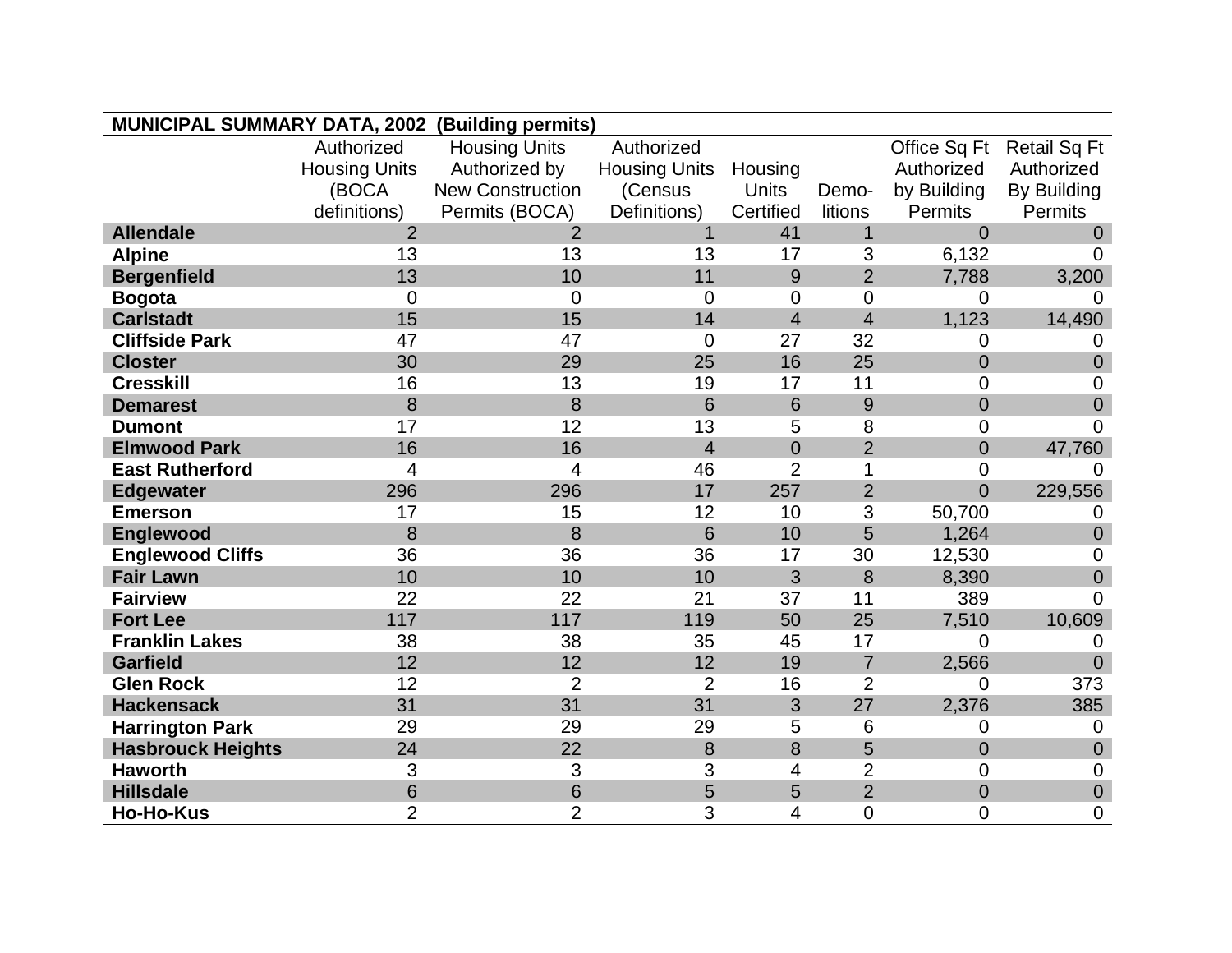**MUNICIPAL SUMMARY DATA, 2002 (Building permits)**

| | Authorized Housing Units (BOCA definitions) | Housing Units Authorized by New Construction Permits (BOCA) | Authorized Housing Units (Census Definitions) | Housing Units Certified | Demo-litions | Office Sq Ft Authorized by Building Permits | Retail Sq Ft Authorized By Building Permits |
|---|---|---|---|---|---|---|---|
| **Allendale** | 2 | 2 | 1 | 41 | 1 | 0 | 0 |
| **Alpine** | 13 | 13 | 13 | 17 | 3 | 6,132 | 0 |
| **Bergenfield** | 13 | 10 | 11 | 9 | 2 | 7,788 | 3,200 |
| **Bogota** | 0 | 0 | 0 | 0 | 0 | 0 | 0 |
| **Carlstadt** | 15 | 15 | 14 | 4 | 4 | 1,123 | 14,490 |
| **Cliffside Park** | 47 | 47 | 0 | 27 | 32 | 0 | 0 |
| **Closter** | 30 | 29 | 25 | 16 | 25 | 0 | 0 |
| **Cresskill** | 16 | 13 | 19 | 17 | 11 | 0 | 0 |
| **Demarest** | 8 | 8 | 6 | 6 | 9 | 0 | 0 |
| **Dumont** | 17 | 12 | 13 | 5 | 8 | 0 | 0 |
| **Elmwood Park** | 16 | 16 | 4 | 0 | 2 | 0 | 47,760 |
| **East Rutherford** | 4 | 4 | 46 | 2 | 1 | 0 | 0 |
| **Edgewater** | 296 | 296 | 17 | 257 | 2 | 0 | 229,556 |
| **Emerson** | 17 | 15 | 12 | 10 | 3 | 50,700 | 0 |
| **Englewood** | 8 | 8 | 6 | 10 | 5 | 1,264 | 0 |
| **Englewood Cliffs** | 36 | 36 | 36 | 17 | 30 | 12,530 | 0 |
| **Fair Lawn** | 10 | 10 | 10 | 3 | 8 | 8,390 | 0 |
| **Fairview** | 22 | 22 | 21 | 37 | 11 | 389 | 0 |
| **Fort Lee** | 117 | 117 | 119 | 50 | 25 | 7,510 | 10,609 |
| **Franklin Lakes** | 38 | 38 | 35 | 45 | 17 | 0 | 0 |
| **Garfield** | 12 | 12 | 12 | 19 | 7 | 2,566 | 0 |
| **Glen Rock** | 12 | 2 | 2 | 16 | 2 | 0 | 373 |
| **Hackensack** | 31 | 31 | 31 | 3 | 27 | 2,376 | 385 |
| **Harrington Park** | 29 | 29 | 29 | 5 | 6 | 0 | 0 |
| **Hasbrouck Heights** | 24 | 22 | 8 | 8 | 5 | 0 | 0 |
| **Haworth** | 3 | 3 | 3 | 4 | 2 | 0 | 0 |
| **Hillsdale** | 6 | 6 | 5 | 5 | 2 | 0 | 0 |
| **Ho-Ho-Kus** | 2 | 2 | 3 | 4 | 0 | 0 | 0 |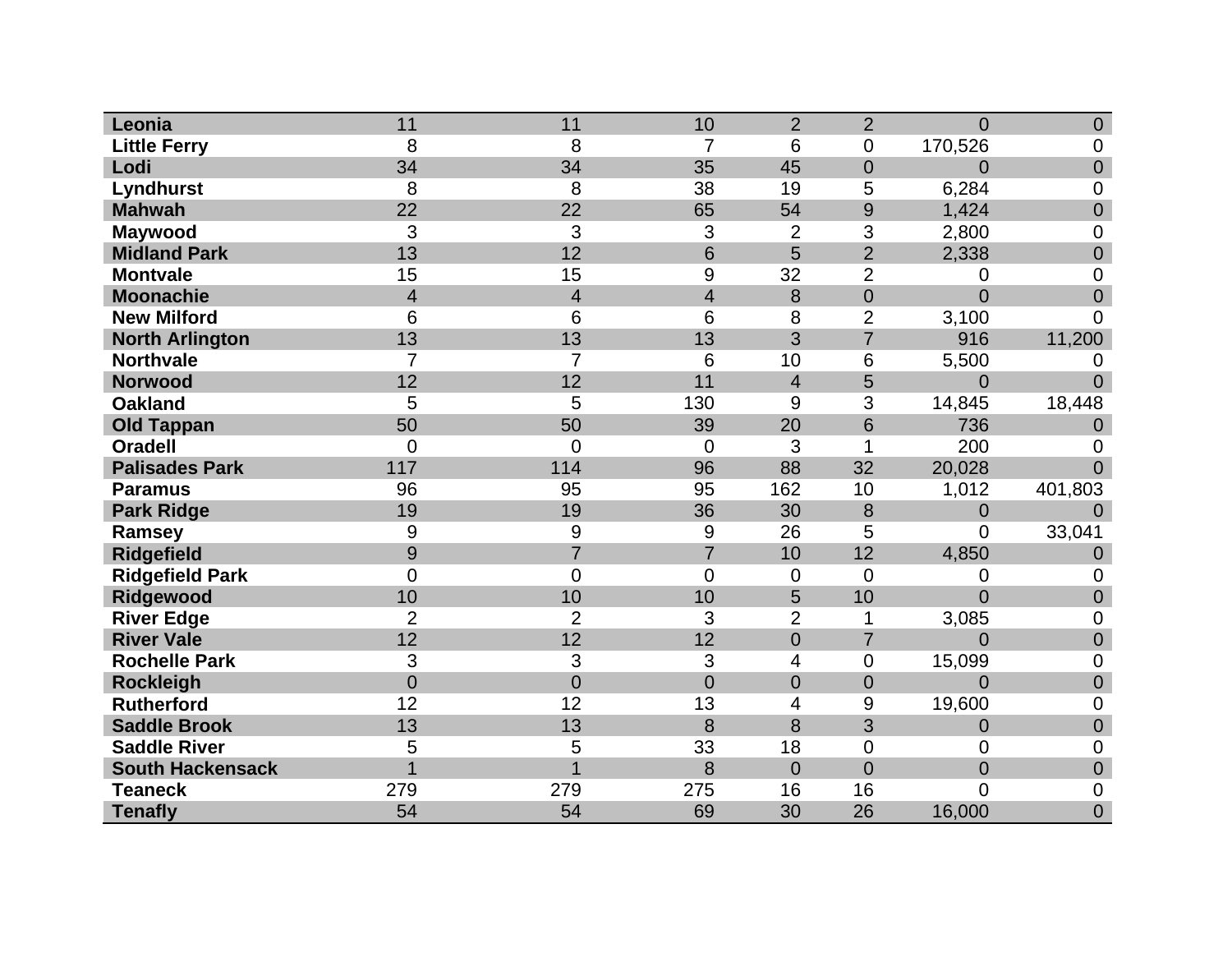| | | | | | | | |
|---|---|---|---|---|---|---|---|
| **Leonia** | 11 | 11 | 10 | 2 | 2 | 0 | 0 |
| **Little Ferry** | 8 | 8 | 7 | 6 | 0 | 170,526 | 0 |
| **Lodi** | 34 | 34 | 35 | 45 | 0 | 0 | 0 |
| **Lyndhurst** | 8 | 8 | 38 | 19 | 5 | 6,284 | 0 |
| **Mahwah** | 22 | 22 | 65 | 54 | 9 | 1,424 | 0 |
| **Maywood** | 3 | 3 | 3 | 2 | 3 | 2,800 | 0 |
| **Midland Park** | 13 | 12 | 6 | 5 | 2 | 2,338 | 0 |
| **Montvale** | 15 | 15 | 9 | 32 | 2 | 0 | 0 |
| **Moonachie** | 4 | 4 | 4 | 8 | 0 | 0 | 0 |
| **New Milford** | 6 | 6 | 6 | 8 | 2 | 3,100 | 0 |
| **North Arlington** | 13 | 13 | 13 | 3 | 7 | 916 | 11,200 |
| **Northvale** | 7 | 7 | 6 | 10 | 6 | 5,500 | 0 |
| **Norwood** | 12 | 12 | 11 | 4 | 5 | 0 | 0 |
| **Oakland** | 5 | 5 | 130 | 9 | 3 | 14,845 | 18,448 |
| **Old Tappan** | 50 | 50 | 39 | 20 | 6 | 736 | 0 |
| **Oradell** | 0 | 0 | 0 | 3 | 1 | 200 | 0 |
| **Palisades Park** | 117 | 114 | 96 | 88 | 32 | 20,028 | 0 |
| **Paramus** | 96 | 95 | 95 | 162 | 10 | 1,012 | 401,803 |
| **Park Ridge** | 19 | 19 | 36 | 30 | 8 | 0 | 0 |
| **Ramsey** | 9 | 9 | 9 | 26 | 5 | 0 | 33,041 |
| **Ridgefield** | 9 | 7 | 7 | 10 | 12 | 4,850 | 0 |
| **Ridgefield Park** | 0 | 0 | 0 | 0 | 0 | 0 | 0 |
| **Ridgewood** | 10 | 10 | 10 | 5 | 10 | 0 | 0 |
| **River Edge** | 2 | 2 | 3 | 2 | 1 | 3,085 | 0 |
| **River Vale** | 12 | 12 | 12 | 0 | 7 | 0 | 0 |
| **Rochelle Park** | 3 | 3 | 3 | 4 | 0 | 15,099 | 0 |
| **Rockleigh** | 0 | 0 | 0 | 0 | 0 | 0 | 0 |
| **Rutherford** | 12 | 12 | 13 | 4 | 9 | 19,600 | 0 |
| **Saddle Brook** | 13 | 13 | 8 | 8 | 3 | 0 | 0 |
| **Saddle River** | 5 | 5 | 33 | 18 | 0 | 0 | 0 |
| **South Hackensack** | 1 | 1 | 8 | 0 | 0 | 0 | 0 |
| **Teaneck** | 279 | 279 | 275 | 16 | 16 | 0 | 0 |
| **Tenafly** | 54 | 54 | 69 | 30 | 26 | 16,000 | 0 |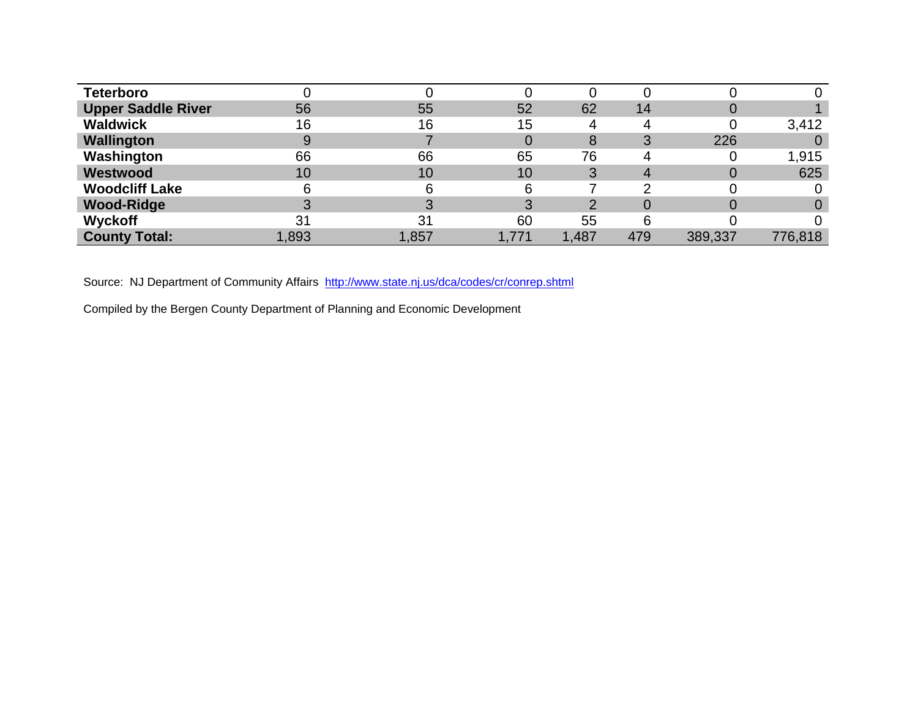| | | | | | | | |
|---|---|---|---|---|---|---|---|
| **Teterboro** | 0 | 0 | 0 | 0 | 0 | 0 | 0 |
| **Upper Saddle River** | 56 | 55 | 52 | 62 | 14 | 0 | 1 |
| **Waldwick** | 16 | 16 | 15 | 4 | 4 | 0 | 3,412 |
| **Wallington** | 9 | 7 | 0 | 8 | 3 | 226 | 0 |
| **Washington** | 66 | 66 | 65 | 76 | 4 | 0 | 1,915 |
| **Westwood** | 10 | 10 | 10 | 3 | 4 | 0 | 625 |
| **Woodcliff Lake** | 6 | 6 | 6 | 7 | 2 | 0 | 0 |
| **Wood-Ridge** | 3 | 3 | 3 | 2 | 0 | 0 | 0 |
| **Wyckoff** | 31 | 31 | 60 | 55 | 6 | 0 | 0 |
| **County Total:** | 1,893 | 1,857 | 1,771 | 1,487 | 479 | 389,337 | 776,818 |

Source: NJ Department of Community Affairs http://www.state.nj.us/dca/codes/cr/conrep.shtml

Compiled by the Bergen County Department of Planning and Economic Development